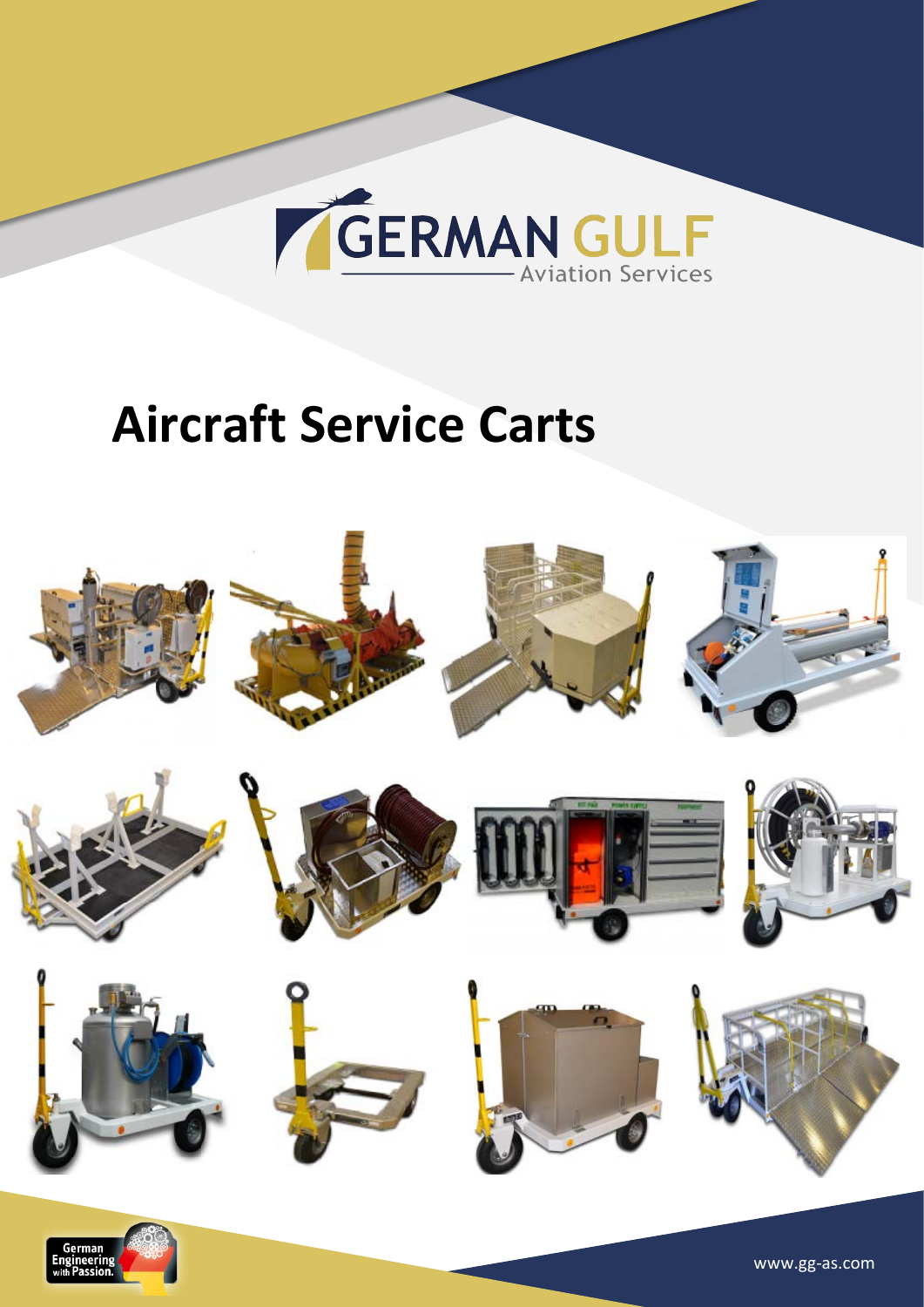GERMAN GULF
Aviation Services

# Aircraft Service Carts

German Engineering with Passion.

www.gg-as.com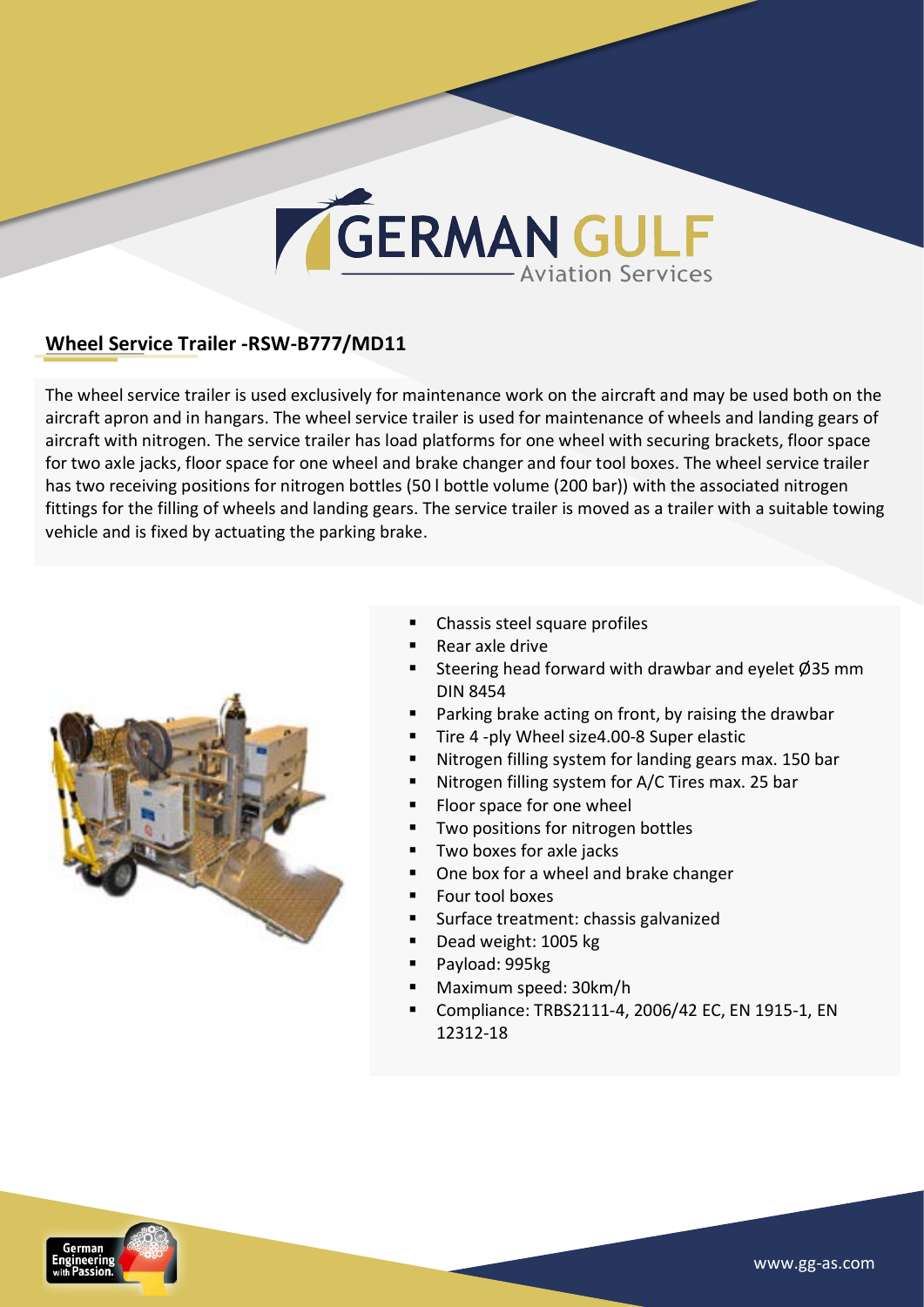## Wheel Service Trailer -RSW-B777/MD11

The wheel service trailer is used exclusively for maintenance work on the aircraft and may be used both on the aircraft apron and in hangars. The wheel service trailer is used for maintenance of wheels and landing gears of aircraft with nitrogen. The service trailer has load platforms for one wheel with securing brackets, floor space for two axle jacks, floor space for one wheel and brake changer and four tool boxes. The wheel service trailer has two receiving positions for nitrogen bottles (50 l bottle volume (200 bar)) with the associated nitrogen fittings for the filling of wheels and landing gears. The service trailer is moved as a trailer with a suitable towing vehicle and is fixed by actuating the parking brake.

- Chassis steel square profiles
- Rear axle drive
- Steering head forward with drawbar and eyelet Ø35 mm DIN 8454
- Parking brake acting on front, by raising the drawbar
- Tire 4 -ply Wheel size4.00-8 Super elastic
- Nitrogen filling system for landing gears max. 150 bar
- Nitrogen filling system for A/C Tires max. 25 bar
- Floor space for one wheel
- Two positions for nitrogen bottles
- Two boxes for axle jacks
- One box for a wheel and brake changer
- Four tool boxes
- Surface treatment: chassis galvanized
- Dead weight: 1005 kg
- Payload: 995kg
- Maximum speed: 30km/h
- Compliance: TRBS2111-4, 2006/42 EC, EN 1915-1, EN 12312-18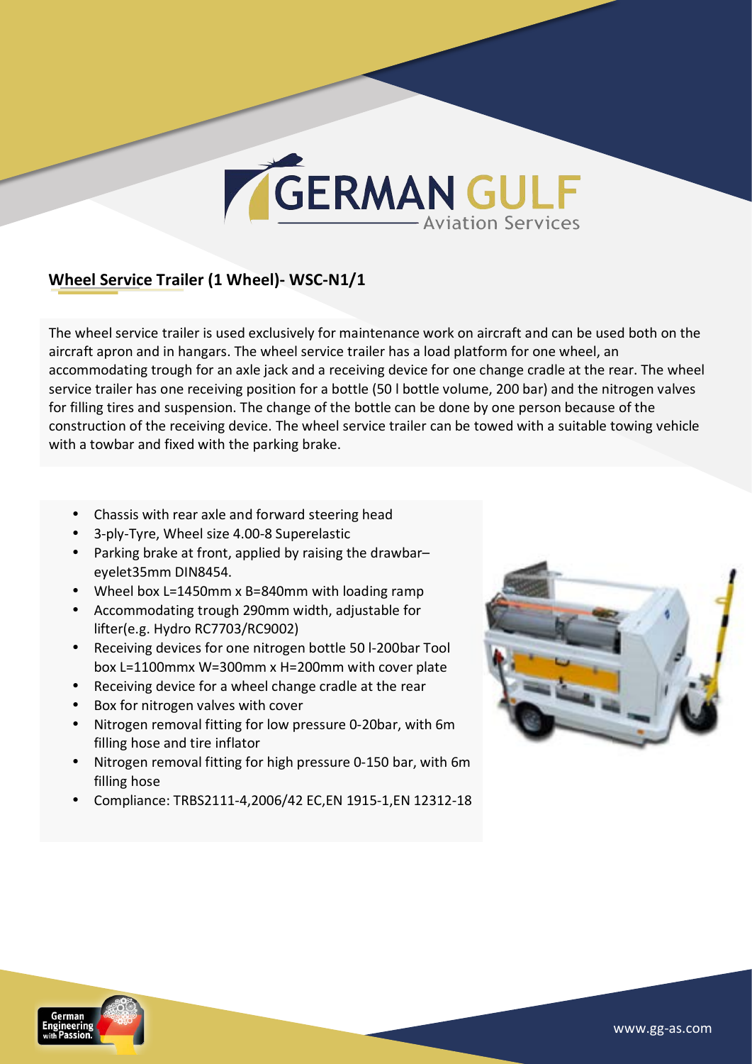## Wheel Service Trailer (1 Wheel)- WSC-N1/1

The wheel service trailer is used exclusively for maintenance work on aircraft and can be used both on the aircraft apron and in hangars. The wheel service trailer has a load platform for one wheel, an accommodating trough for an axle jack and a receiving device for one change cradle at the rear. The wheel service trailer has one receiving position for a bottle (50 l bottle volume, 200 bar) and the nitrogen valves for filling tires and suspension. The change of the bottle can be done by one person because of the construction of the receiving device. The wheel service trailer can be towed with a suitable towing vehicle with a towbar and fixed with the parking brake.

- Chassis with rear axle and forward steering head
- 3-ply-Tyre, Wheel size 4.00-8 Superelastic
- Parking brake at front, applied by raising the drawbar– eyelet35mm DIN8454.
- Wheel box L=1450mm x B=840mm with loading ramp
- Accommodating trough 290mm width, adjustable for lifter(e.g. Hydro RC7703/RC9002)
- Receiving devices for one nitrogen bottle 50 l-200bar Tool box L=1100mmx W=300mm x H=200mm with cover plate
- Receiving device for a wheel change cradle at the rear
- Box for nitrogen valves with cover
- Nitrogen removal fitting for low pressure 0-20bar, with 6m filling hose and tire inflator
- Nitrogen removal fitting for high pressure 0-150 bar, with 6m filling hose
- Compliance: TRBS2111-4,2006/42 EC,EN 1915-1,EN 12312-18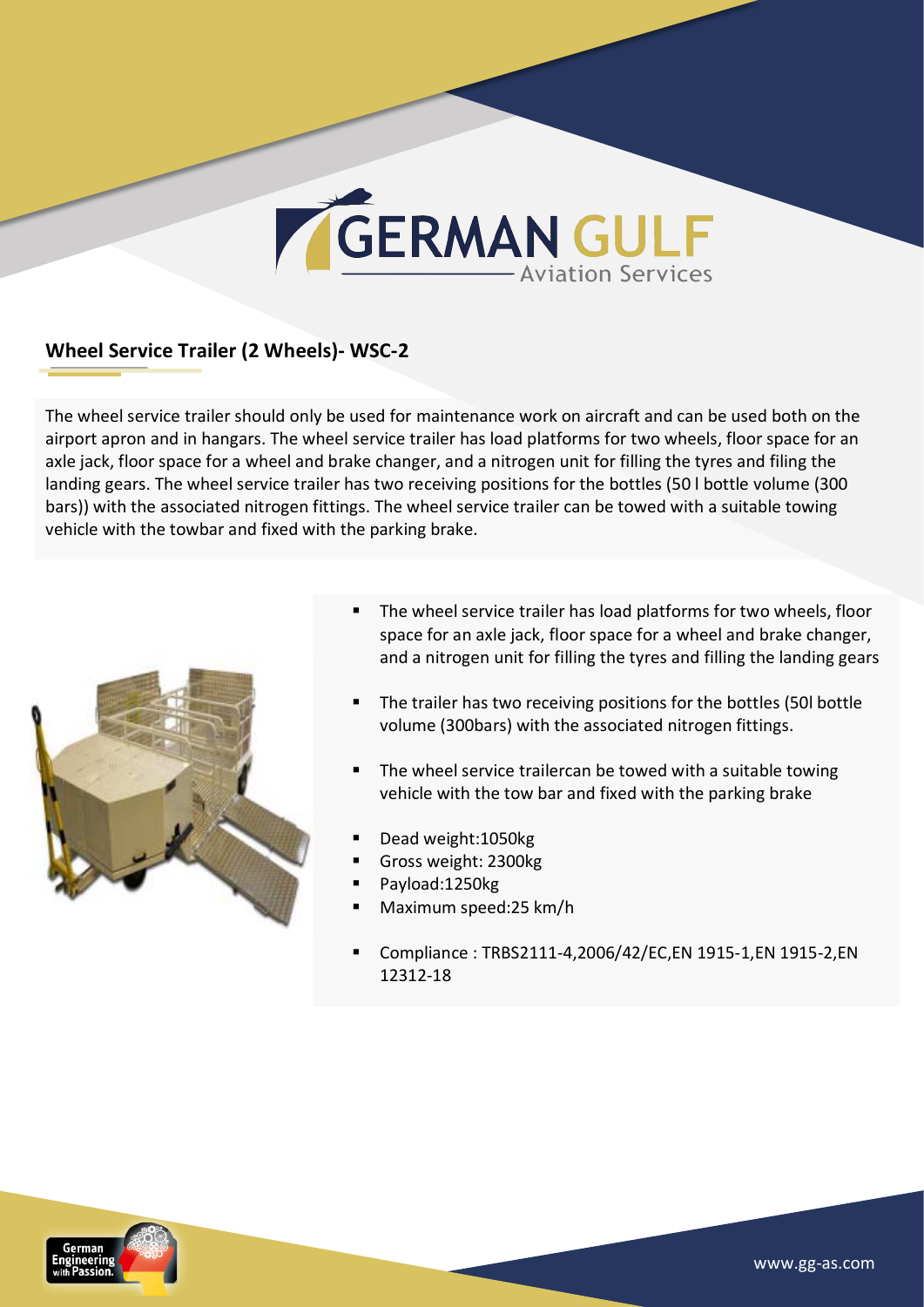## Wheel Service Trailer (2 Wheels)- WSC-2

The wheel service trailer should only be used for maintenance work on aircraft and can be used both on the airport apron and in hangars. The wheel service trailer has load platforms for two wheels, floor space for an axle jack, floor space for a wheel and brake changer, and a nitrogen unit for filling the tyres and filing the landing gears. The wheel service trailer has two receiving positions for the bottles (50 l bottle volume (300 bars)) with the associated nitrogen fittings. The wheel service trailer can be towed with a suitable towing vehicle with the towbar and fixed with the parking brake.

- The wheel service trailer has load platforms for two wheels, floor space for an axle jack, floor space for a wheel and brake changer, and a nitrogen unit for filling the tyres and filling the landing gears
- The trailer has two receiving positions for the bottles (50l bottle volume (300bars) with the associated nitrogen fittings.
- The wheel service trailercan be towed with a suitable towing vehicle with the tow bar and fixed with the parking brake
- Dead weight:1050kg
- Gross weight: 2300kg
- Payload:1250kg
- Maximum speed:25 km/h
- Compliance : TRBS2111-4,2006/42/EC,EN 1915-1,EN 1915-2,EN 12312-18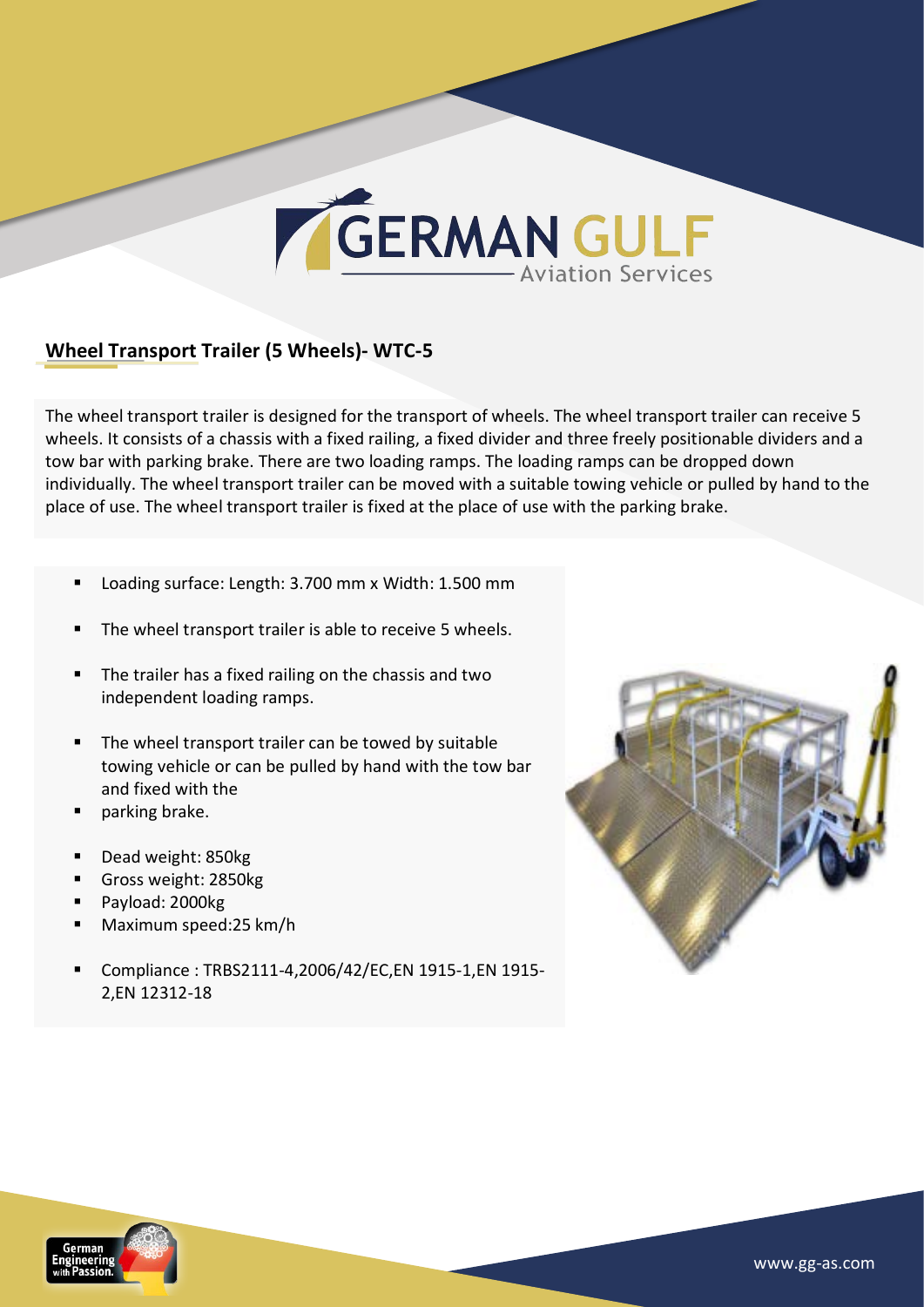## Wheel Transport Trailer (5 Wheels)- WTC-5

The wheel transport trailer is designed for the transport of wheels. The wheel transport trailer can receive 5 wheels. It consists of a chassis with a fixed railing, a fixed divider and three freely positionable dividers and a tow bar with parking brake. There are two loading ramps. The loading ramps can be dropped down individually. The wheel transport trailer can be moved with a suitable towing vehicle or pulled by hand to the place of use. The wheel transport trailer is fixed at the place of use with the parking brake.

- Loading surface: Length: 3.700 mm x Width: 1.500 mm
- The wheel transport trailer is able to receive 5 wheels.
- The trailer has a fixed railing on the chassis and two independent loading ramps.
- The wheel transport trailer can be towed by suitable towing vehicle or can be pulled by hand with the tow bar and fixed with the
- parking brake.
- Dead weight: 850kg
- Gross weight: 2850kg
- Payload: 2000kg
- Maximum speed:25 km/h
- Compliance : TRBS2111-4,2006/42/EC,EN 1915-1,EN 1915-2,EN 12312-18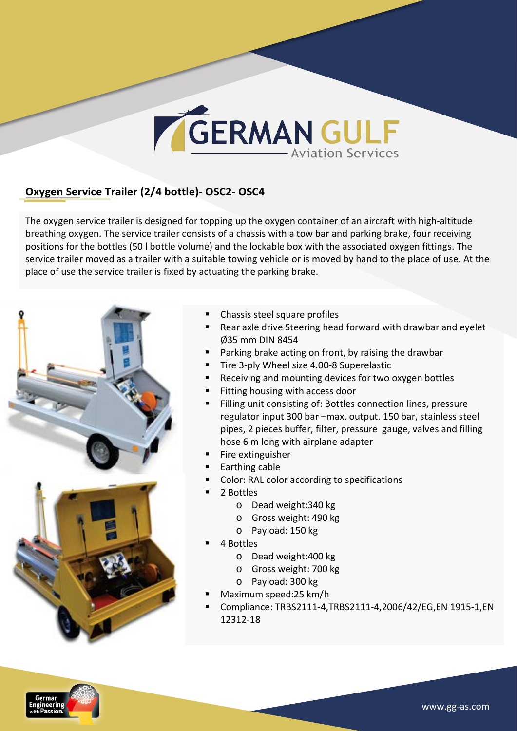## Oxygen Service Trailer (2/4 bottle)- OSC2- OSC4

The oxygen service trailer is designed for topping up the oxygen container of an aircraft with high-altitude breathing oxygen. The service trailer consists of a chassis with a tow bar and parking brake, four receiving positions for the bottles (50 l bottle volume) and the lockable box with the associated oxygen fittings. The service trailer moved as a trailer with a suitable towing vehicle or is moved by hand to the place of use. At the place of use the service trailer is fixed by actuating the parking brake.

- Chassis steel square profiles
- Rear axle drive Steering head forward with drawbar and eyelet Ø35 mm DIN 8454
- Parking brake acting on front, by raising the drawbar
- Tire 3-ply Wheel size 4.00-8 Superelastic
- Receiving and mounting devices for two oxygen bottles
- Fitting housing with access door
- Filling unit consisting of: Bottles connection lines, pressure regulator input 300 bar –max. output. 150 bar, stainless steel pipes, 2 pieces buffer, filter, pressure gauge, valves and filling hose 6 m long with airplane adapter
- Fire extinguisher
- Earthing cable
- Color: RAL color according to specifications
- 2 Bottles
  - Dead weight:340 kg
  - Gross weight: 490 kg
  - Payload: 150 kg
- 4 Bottles
  - Dead weight:400 kg
  - Gross weight: 700 kg
  - Payload: 300 kg
- Maximum speed:25 km/h
- Compliance: TRBS2111-4,TRBS2111-4,2006/42/EG,EN 1915-1,EN 12312-18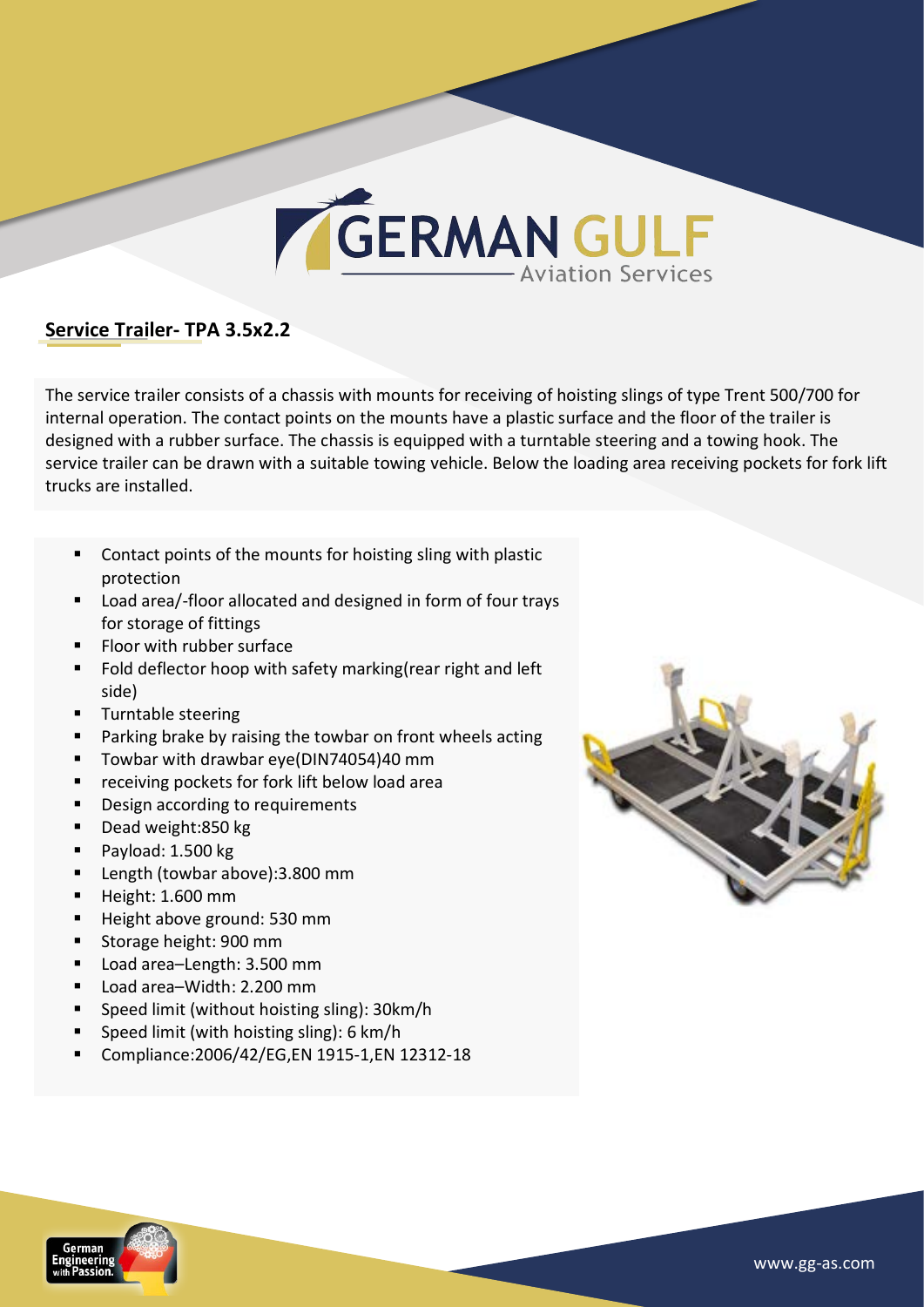## Service Trailer- TPA 3.5x2.2

The service trailer consists of a chassis with mounts for receiving of hoisting slings of type Trent 500/700 for internal operation. The contact points on the mounts have a plastic surface and the floor of the trailer is designed with a rubber surface. The chassis is equipped with a turntable steering and a towing hook. The service trailer can be drawn with a suitable towing vehicle. Below the loading area receiving pockets for fork lift trucks are installed.

- Contact points of the mounts for hoisting sling with plastic protection
- Load area/-floor allocated and designed in form of four trays for storage of fittings
- Floor with rubber surface
- Fold deflector hoop with safety marking(rear right and left side)
- Turntable steering
- Parking brake by raising the towbar on front wheels acting
- Towbar with drawbar eye(DIN74054)40 mm
- receiving pockets for fork lift below load area
- Design according to requirements
- Dead weight:850 kg
- Payload: 1.500 kg
- Length (towbar above):3.800 mm
- Height: 1.600 mm
- Height above ground: 530 mm
- Storage height: 900 mm
- Load area–Length: 3.500 mm
- Load area–Width: 2.200 mm
- Speed limit (without hoisting sling): 30km/h
- Speed limit (with hoisting sling): 6 km/h
- Compliance:2006/42/EG,EN 1915-1,EN 12312-18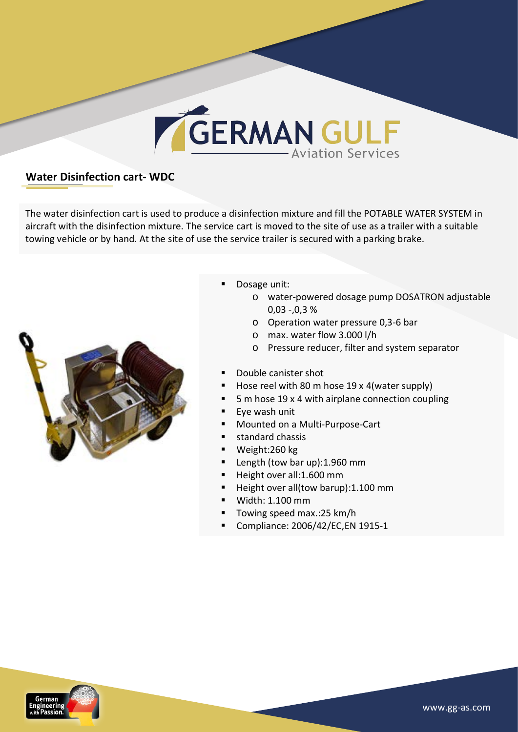## Water Disinfection cart- WDC

The water disinfection cart is used to produce a disinfection mixture and fill the POTABLE WATER SYSTEM in aircraft with the disinfection mixture. The service cart is moved to the site of use as a trailer with a suitable towing vehicle or by hand. At the site of use the service trailer is secured with a parking brake.

- Dosage unit:
  - water-powered dosage pump DOSATRON adjustable 0,03 -,0,3 %
  - Operation water pressure 0,3-6 bar
  - max. water flow 3.000 l/h
  - Pressure reducer, filter and system separator
- Double canister shot
- Hose reel with 80 m hose 19 x 4(water supply)
- 5 m hose 19 x 4 with airplane connection coupling
- Eye wash unit
- Mounted on a Multi-Purpose-Cart
- standard chassis
- Weight:260 kg
- Length (tow bar up):1.960 mm
- Height over all:1.600 mm
- Height over all(tow barup):1.100 mm
- Width: 1.100 mm
- Towing speed max.:25 km/h
- Compliance: 2006/42/EC,EN 1915-1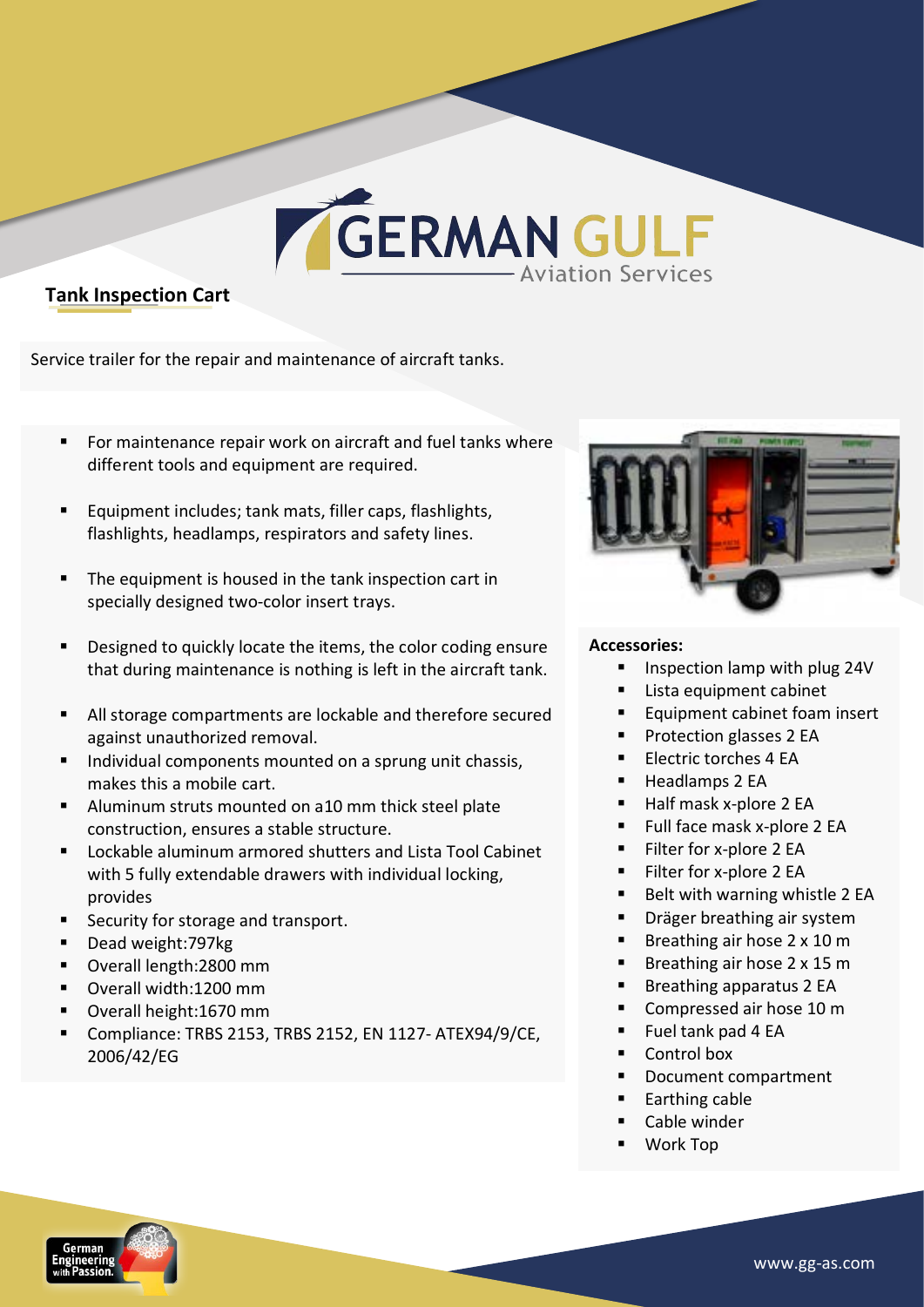## Tank Inspection Cart

Service trailer for the repair and maintenance of aircraft tanks.

- For maintenance repair work on aircraft and fuel tanks where different tools and equipment are required.
- Equipment includes; tank mats, filler caps, flashlights, flashlights, headlamps, respirators and safety lines.
- The equipment is housed in the tank inspection cart in specially designed two-color insert trays.
- Designed to quickly locate the items, the color coding ensure that during maintenance is nothing is left in the aircraft tank.
- All storage compartments are lockable and therefore secured against unauthorized removal.
- Individual components mounted on a sprung unit chassis, makes this a mobile cart.
- Aluminum struts mounted on a10 mm thick steel plate construction, ensures a stable structure.
- Lockable aluminum armored shutters and Lista Tool Cabinet with 5 fully extendable drawers with individual locking, provides
- Security for storage and transport.
- Dead weight:797kg
- Overall length:2800 mm
- Overall width:1200 mm
- Overall height:1670 mm
- Compliance: TRBS 2153, TRBS 2152, EN 1127- ATEX94/9/CE, 2006/42/EG

**Accessories:**

- Inspection lamp with plug 24V
- Lista equipment cabinet
- Equipment cabinet foam insert
- Protection glasses 2 EA
- Electric torches 4 EA
- Headlamps 2 EA
- Half mask x-plore 2 EA
- Full face mask x-plore 2 EA
- Filter for x-plore 2 EA
- Filter for x-plore 2 EA
- Belt with warning whistle 2 EA
- Dräger breathing air system
- Breathing air hose 2 x 10 m
- Breathing air hose 2 x 15 m
- Breathing apparatus 2 EA
- Compressed air hose 10 m
- Fuel tank pad 4 EA
- Control box
- Document compartment
- Earthing cable
- Cable winder
- Work Top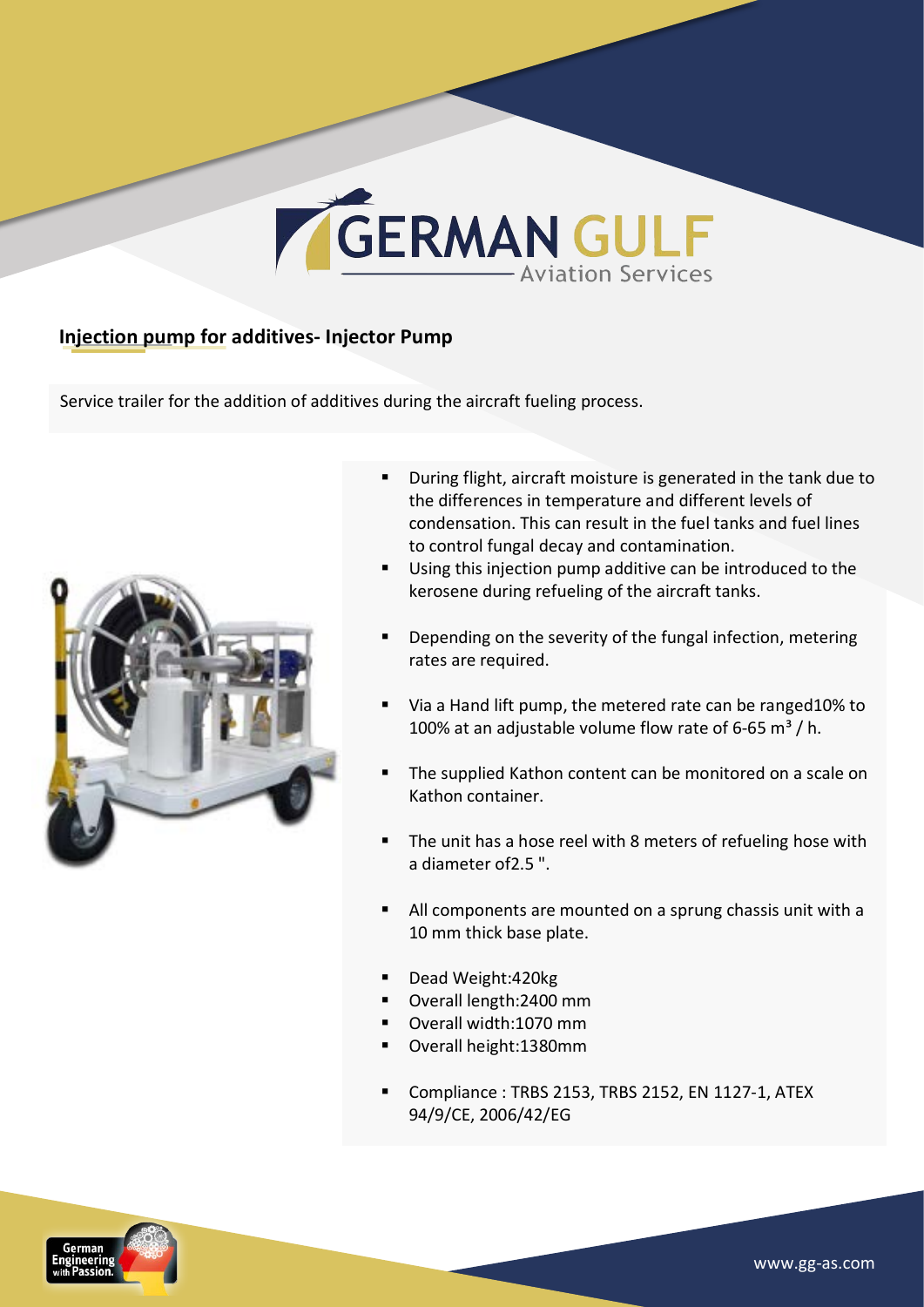## Injection pump for additives- Injector Pump

Service trailer for the addition of additives during the aircraft fueling process.

- During flight, aircraft moisture is generated in the tank due to the differences in temperature and different levels of condensation. This can result in the fuel tanks and fuel lines to control fungal decay and contamination.
- Using this injection pump additive can be introduced to the kerosene during refueling of the aircraft tanks.
- Depending on the severity of the fungal infection, metering rates are required.
- Via a Hand lift pump, the metered rate can be ranged10% to 100% at an adjustable volume flow rate of 6-65 m³ / h.
- The supplied Kathon content can be monitored on a scale on Kathon container.
- The unit has a hose reel with 8 meters of refueling hose with a diameter of2.5 ".
- All components are mounted on a sprung chassis unit with a 10 mm thick base plate.
- Dead Weight:420kg
- Overall length:2400 mm
- Overall width:1070 mm
- Overall height:1380mm
- Compliance : TRBS 2153, TRBS 2152, EN 1127-1, ATEX 94/9/CE, 2006/42/EG

www.gg-as.com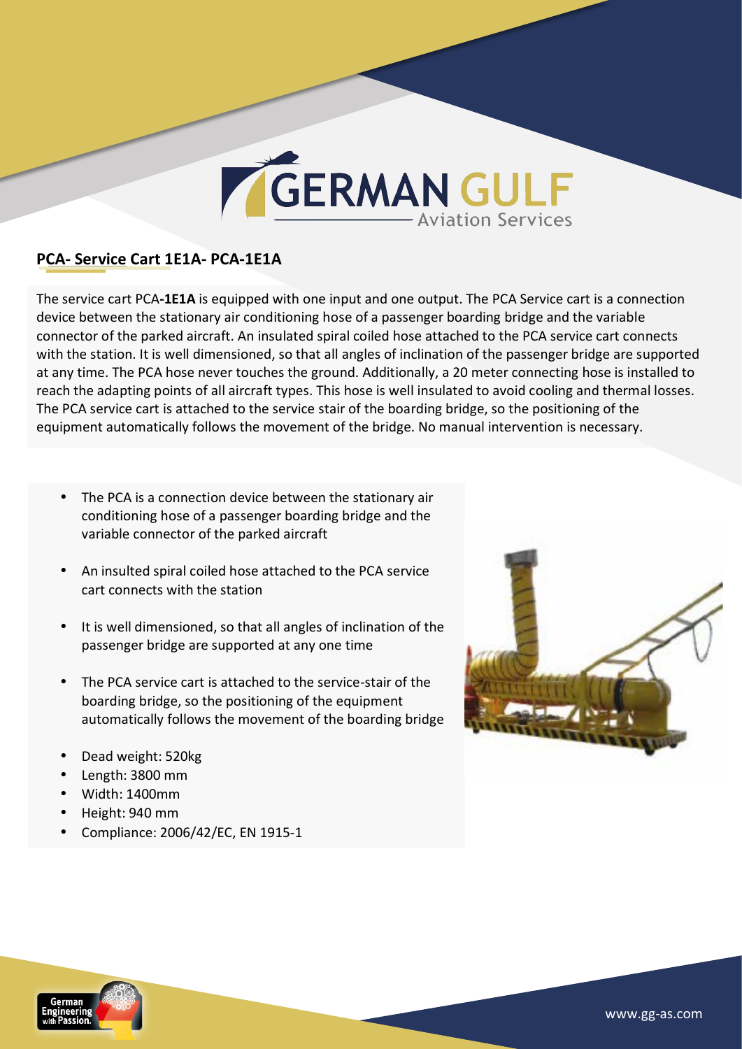## PCA- Service Cart 1E1A- PCA-1E1A

The service cart PCA-**1E1A** is equipped with one input and one output. The PCA Service cart is a connection device between the stationary air conditioning hose of a passenger boarding bridge and the variable connector of the parked aircraft. An insulated spiral coiled hose attached to the PCA service cart connects with the station. It is well dimensioned, so that all angles of inclination of the passenger bridge are supported at any time. The PCA hose never touches the ground. Additionally, a 20 meter connecting hose is installed to reach the adapting points of all aircraft types. This hose is well insulated to avoid cooling and thermal losses. The PCA service cart is attached to the service stair of the boarding bridge, so the positioning of the equipment automatically follows the movement of the bridge. No manual intervention is necessary.

- The PCA is a connection device between the stationary air conditioning hose of a passenger boarding bridge and the variable connector of the parked aircraft
- An insulted spiral coiled hose attached to the PCA service cart connects with the station
- It is well dimensioned, so that all angles of inclination of the passenger bridge are supported at any one time
- The PCA service cart is attached to the service-stair of the boarding bridge, so the positioning of the equipment automatically follows the movement of the boarding bridge
- Dead weight: 520kg
- Length: 3800 mm
- Width: 1400mm
- Height: 940 mm
- Compliance: 2006/42/EC, EN 1915-1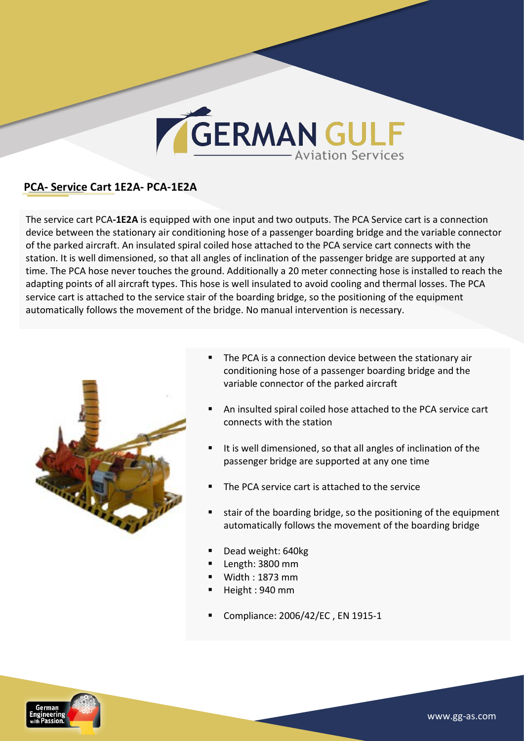## PCA- Service Cart 1E2A- PCA-1E2A

The service cart PCA**-1E2A** is equipped with one input and two outputs. The PCA Service cart is a connection device between the stationary air conditioning hose of a passenger boarding bridge and the variable connector of the parked aircraft. An insulated spiral coiled hose attached to the PCA service cart connects with the station. It is well dimensioned, so that all angles of inclination of the passenger bridge are supported at any time. The PCA hose never touches the ground. Additionally a 20 meter connecting hose is installed to reach the adapting points of all aircraft types. This hose is well insulated to avoid cooling and thermal losses. The PCA service cart is attached to the service stair of the boarding bridge, so the positioning of the equipment automatically follows the movement of the bridge. No manual intervention is necessary.

- The PCA is a connection device between the stationary air conditioning hose of a passenger boarding bridge and the variable connector of the parked aircraft
- An insulted spiral coiled hose attached to the PCA service cart connects with the station
- It is well dimensioned, so that all angles of inclination of the passenger bridge are supported at any one time
- The PCA service cart is attached to the service
- stair of the boarding bridge, so the positioning of the equipment automatically follows the movement of the boarding bridge
- Dead weight: 640kg
- Length: 3800 mm
- Width : 1873 mm
- Height : 940 mm
- Compliance: 2006/42/EC , EN 1915-1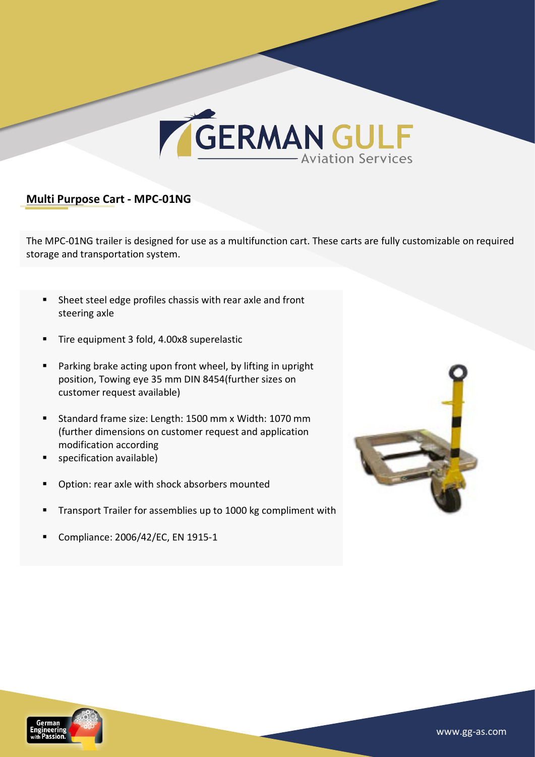## Multi Purpose Cart - MPC-01NG

The MPC-01NG trailer is designed for use as a multifunction cart. These carts are fully customizable on required storage and transportation system.

- Sheet steel edge profiles chassis with rear axle and front steering axle
- Tire equipment 3 fold, 4.00x8 superelastic
- Parking brake acting upon front wheel, by lifting in upright position, Towing eye 35 mm DIN 8454(further sizes on customer request available)
- Standard frame size: Length: 1500 mm x Width: 1070 mm (further dimensions on customer request and application modification according
- specification available)
- Option: rear axle with shock absorbers mounted
- Transport Trailer for assemblies up to 1000 kg compliment with
- Compliance: 2006/42/EC, EN 1915-1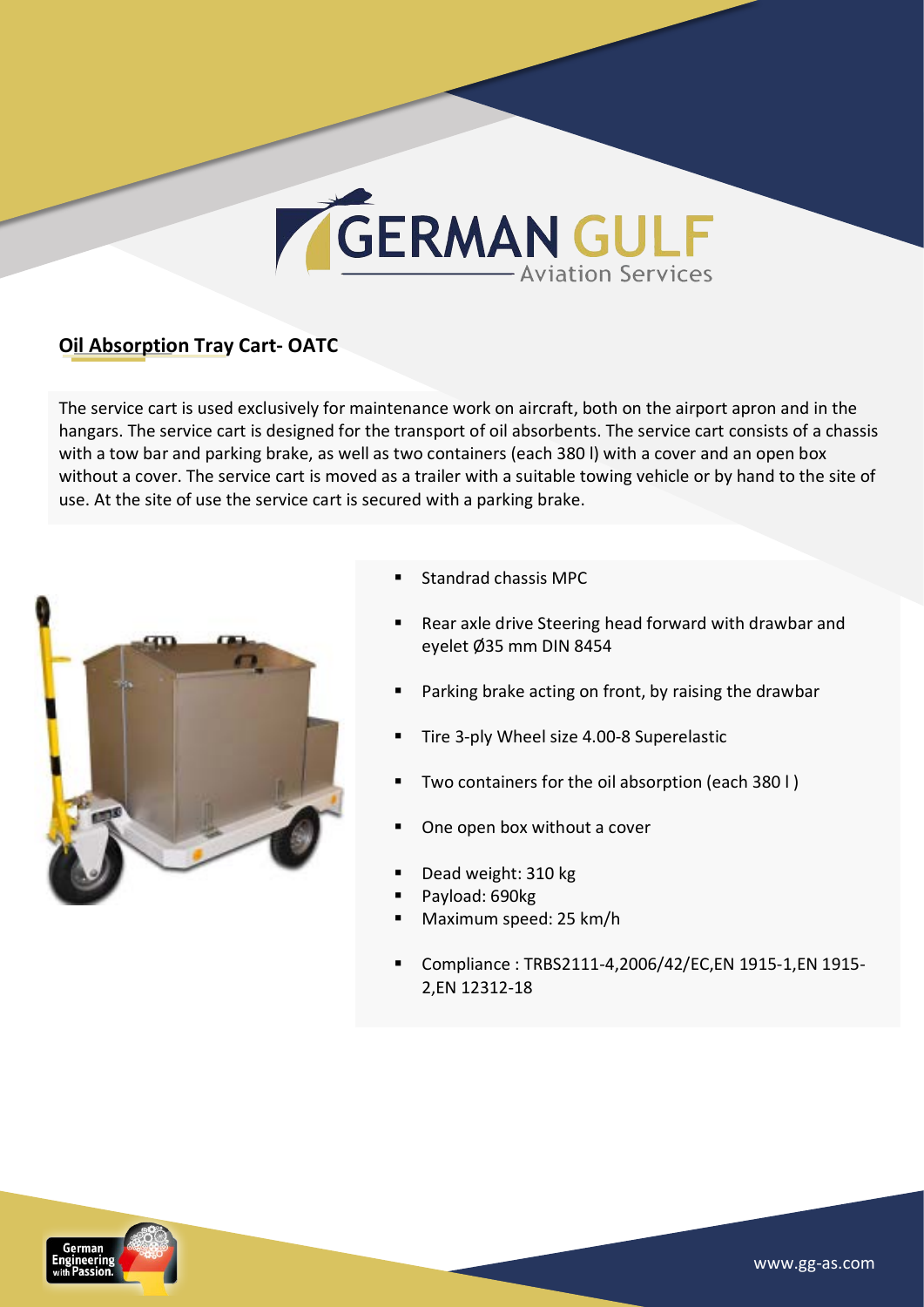## Oil Absorption Tray Cart- OATC

The service cart is used exclusively for maintenance work on aircraft, both on the airport apron and in the hangars. The service cart is designed for the transport of oil absorbents. The service cart consists of a chassis with a tow bar and parking brake, as well as two containers (each 380 l) with a cover and an open box without a cover. The service cart is moved as a trailer with a suitable towing vehicle or by hand to the site of use. At the site of use the service cart is secured with a parking brake.

- Standrad chassis MPC
- Rear axle drive Steering head forward with drawbar and eyelet Ø35 mm DIN 8454
- Parking brake acting on front, by raising the drawbar
- Tire 3-ply Wheel size 4.00-8 Superelastic
- Two containers for the oil absorption (each 380 l )
- One open box without a cover
- Dead weight: 310 kg
- Payload: 690kg
- Maximum speed: 25 km/h
- Compliance : TRBS2111-4,2006/42/EC,EN 1915-1,EN 1915-2,EN 12312-18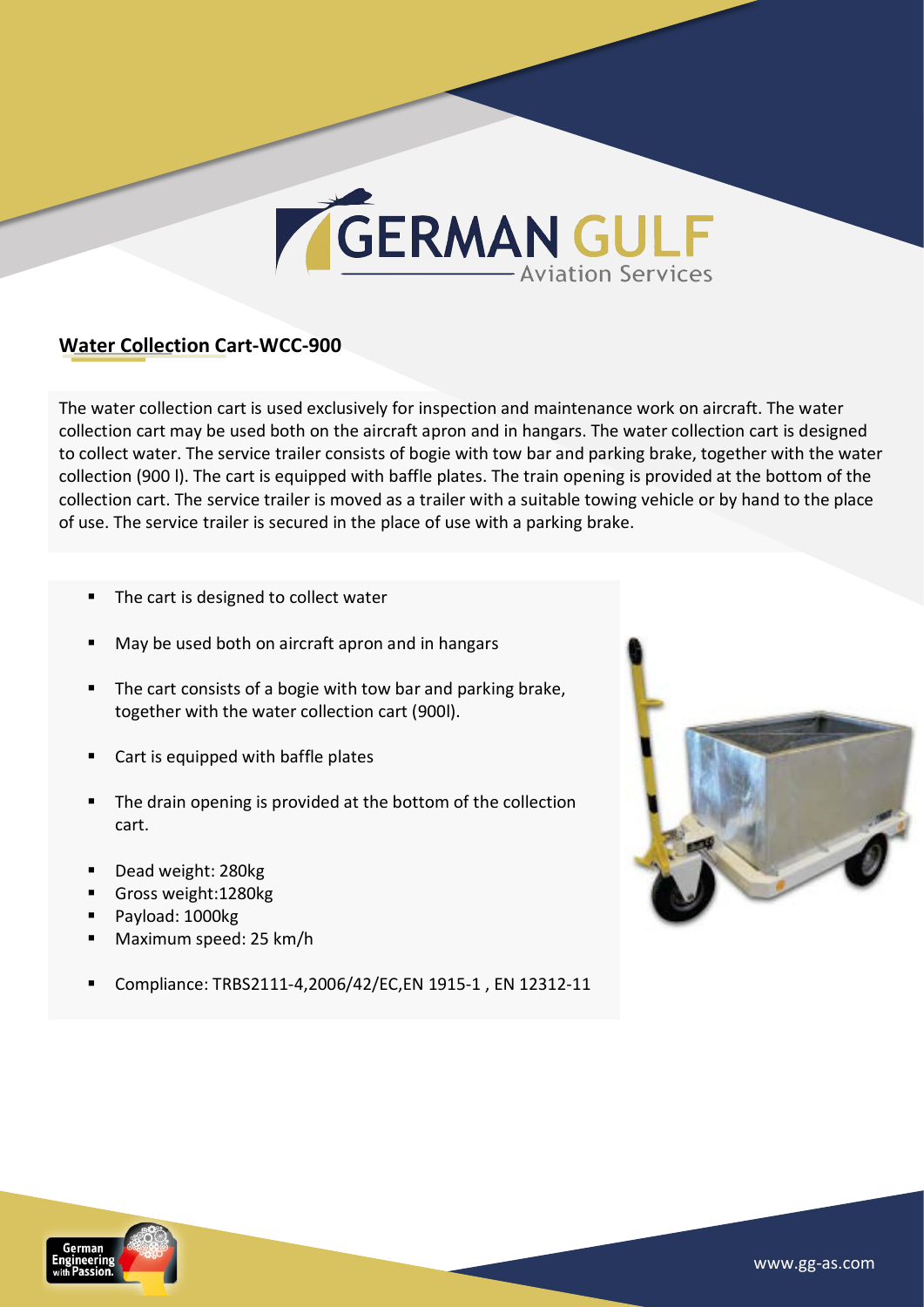## Water Collection Cart-WCC-900

The water collection cart is used exclusively for inspection and maintenance work on aircraft. The water collection cart may be used both on the aircraft apron and in hangars. The water collection cart is designed to collect water. The service trailer consists of bogie with tow bar and parking brake, together with the water collection (900 l). The cart is equipped with baffle plates. The train opening is provided at the bottom of the collection cart. The service trailer is moved as a trailer with a suitable towing vehicle or by hand to the place of use. The service trailer is secured in the place of use with a parking brake.

- The cart is designed to collect water
- May be used both on aircraft apron and in hangars
- The cart consists of a bogie with tow bar and parking brake, together with the water collection cart (900l).
- Cart is equipped with baffle plates
- The drain opening is provided at the bottom of the collection cart.
- Dead weight: 280kg
- Gross weight:1280kg
- Payload: 1000kg
- Maximum speed: 25 km/h
- Compliance: TRBS2111-4,2006/42/EC,EN 1915-1 , EN 12312-11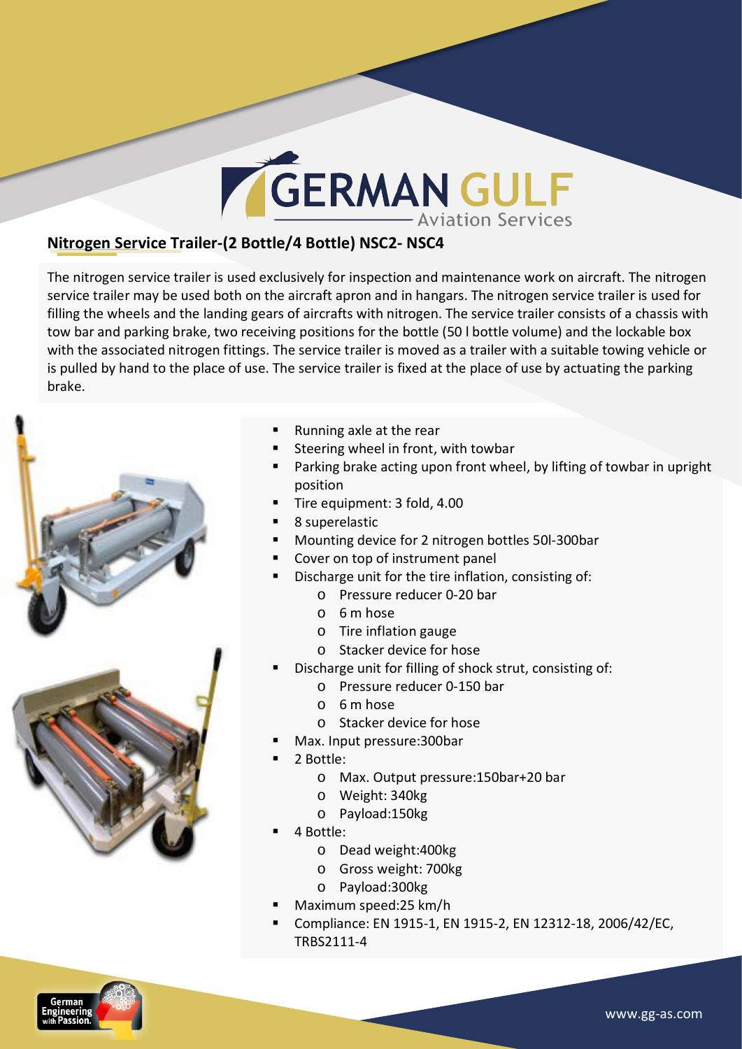## Nitrogen Service Trailer-(2 Bottle/4 Bottle) NSC2- NSC4

The nitrogen service trailer is used exclusively for inspection and maintenance work on aircraft. The nitrogen service trailer may be used both on the aircraft apron and in hangars. The nitrogen service trailer is used for filling the wheels and the landing gears of aircrafts with nitrogen. The service trailer consists of a chassis with tow bar and parking brake, two receiving positions for the bottle (50 l bottle volume) and the lockable box with the associated nitrogen fittings. The service trailer is moved as a trailer with a suitable towing vehicle or is pulled by hand to the place of use. The service trailer is fixed at the place of use by actuating the parking brake.

- Running axle at the rear
- Steering wheel in front, with towbar
- Parking brake acting upon front wheel, by lifting of towbar in upright position
- Tire equipment: 3 fold, 4.00
- 8 superelastic
- Mounting device for 2 nitrogen bottles 50l-300bar
- Cover on top of instrument panel
- Discharge unit for the tire inflation, consisting of:
  - Pressure reducer 0-20 bar
  - 6 m hose
  - Tire inflation gauge
  - Stacker device for hose
- Discharge unit for filling of shock strut, consisting of:
  - Pressure reducer 0-150 bar
  - 6 m hose
  - Stacker device for hose
- Max. Input pressure:300bar
- 2 Bottle:
  - Max. Output pressure:150bar+20 bar
  - Weight: 340kg
  - Payload:150kg
- 4 Bottle:
  - Dead weight:400kg
  - Gross weight: 700kg
  - Payload:300kg
- Maximum speed:25 km/h
- Compliance: EN 1915-1, EN 1915-2, EN 12312-18, 2006/42/EC, TRBS2111-4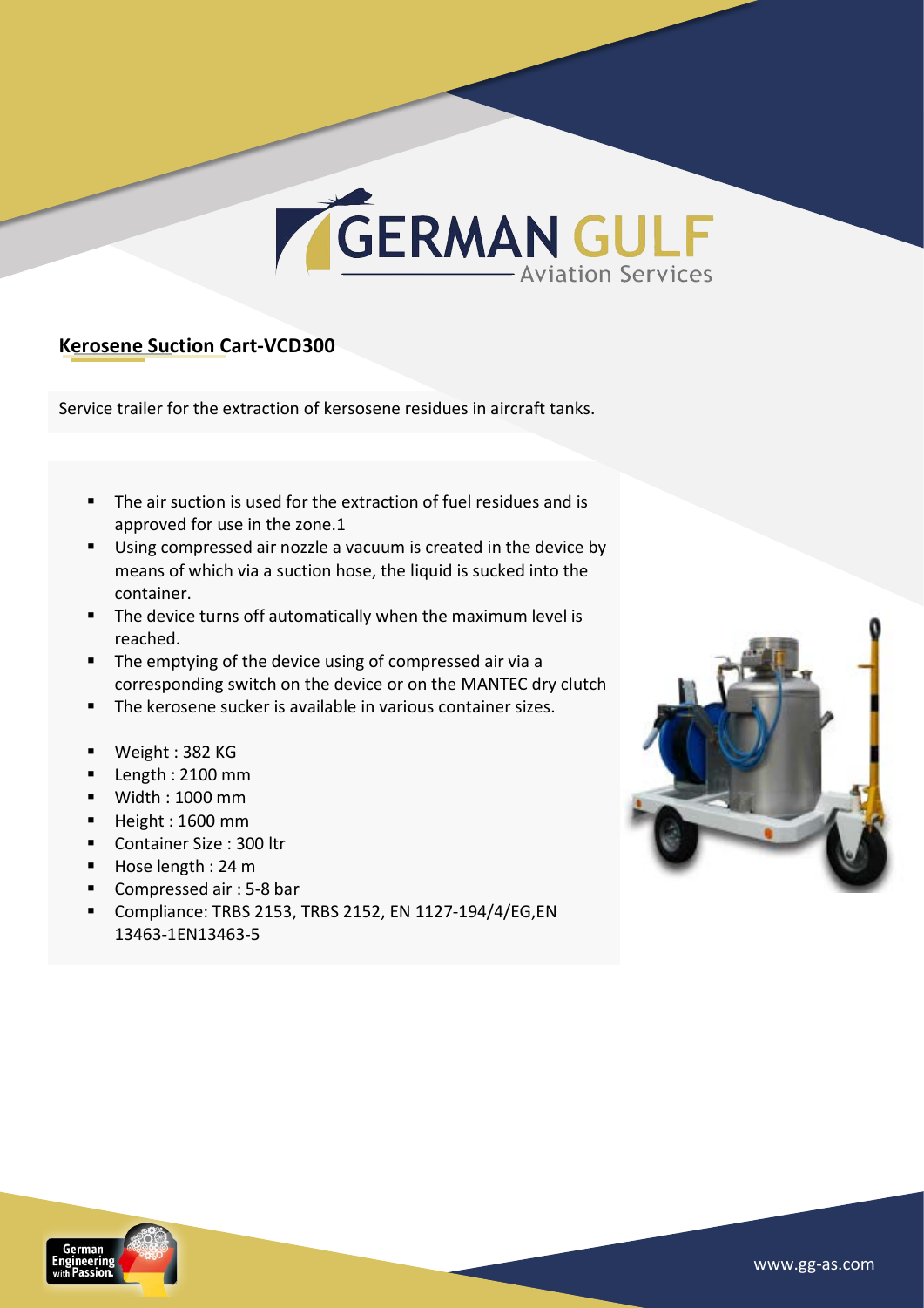## Kerosene Suction Cart-VCD300

Service trailer for the extraction of kersosene residues in aircraft tanks.

- The air suction is used for the extraction of fuel residues and is approved for use in the zone.1
- Using compressed air nozzle a vacuum is created in the device by means of which via a suction hose, the liquid is sucked into the container.
- The device turns off automatically when the maximum level is reached.
- The emptying of the device using of compressed air via a corresponding switch on the device or on the MANTEC dry clutch
- The kerosene sucker is available in various container sizes.

- Weight : 382 KG
- Length : 2100 mm
- Width : 1000 mm
- Height : 1600 mm
- Container Size : 300 ltr
- Hose length : 24 m
- Compressed air : 5-8 bar
- Compliance: TRBS 2153, TRBS 2152, EN 1127-194/4/EG,EN 13463-1EN13463-5